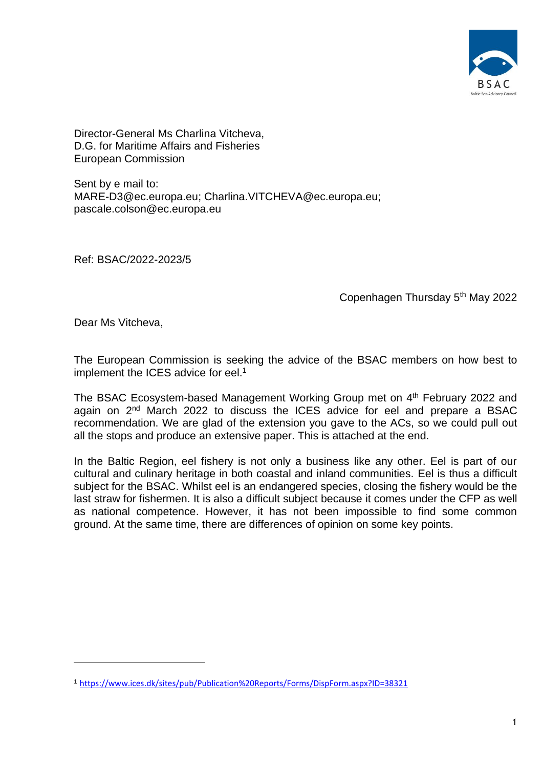Director-General Ms Charlina Vitcheva,
D.G. for Maritime Affairs and Fisheries
European Commission

Sent by e mail to:
MARE-D3@ec.europa.eu; Charlina.VITCHEVA@ec.europa.eu;
pascale.colson@ec.europa.eu

Ref: BSAC/2022-2023/5

Copenhagen Thursday 5th May 2022

Dear Ms Vitcheva,

The European Commission is seeking the advice of the BSAC members on how best to implement the ICES advice for eel.[1]

The BSAC Ecosystem-based Management Working Group met on 4th February 2022 and again on 2nd March 2022 to discuss the ICES advice for eel and prepare a BSAC recommendation. We are glad of the extension you gave to the ACs, so we could pull out all the stops and produce an extensive paper. This is attached at the end.

In the Baltic Region, eel fishery is not only a business like any other. Eel is part of our cultural and culinary heritage in both coastal and inland communities. Eel is thus a difficult subject for the BSAC. Whilst eel is an endangered species, closing the fishery would be the last straw for fishermen. It is also a difficult subject because it comes under the CFP as well as national competence. However, it has not been impossible to find some common ground. At the same time, there are differences of opinion on some key points.

---

[1] https://www.ices.dk/sites/pub/Publication%20Reports/Forms/DispForm.aspx?ID=38321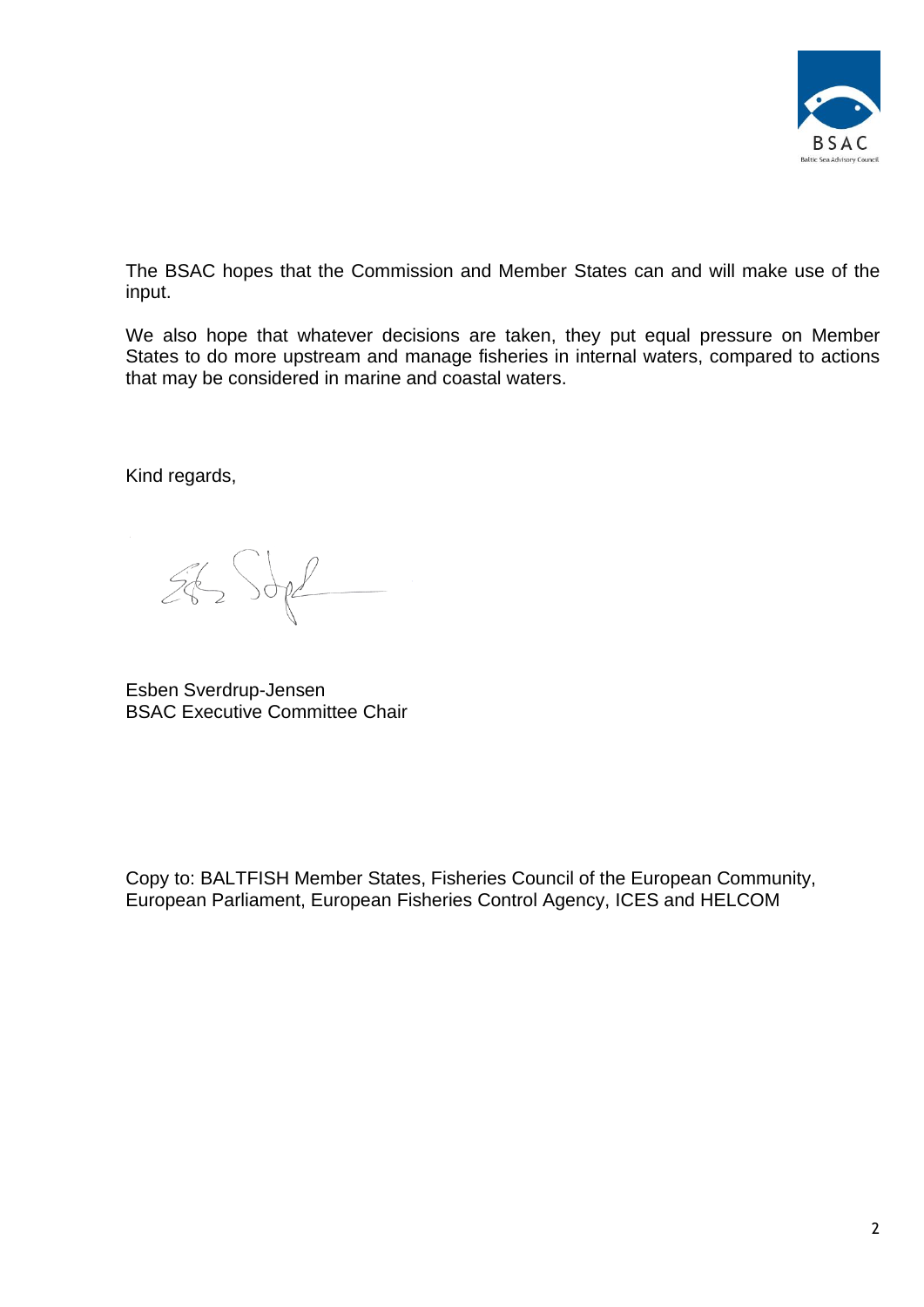The BSAC hopes that the Commission and Member States can and will make use of the input.

We also hope that whatever decisions are taken, they put equal pressure on Member States to do more upstream and manage fisheries in internal waters, compared to actions that may be considered in marine and coastal waters.

Kind regards,

Esben Sverdrup-Jensen
BSAC Executive Committee Chair

Copy to: BALTFISH Member States, Fisheries Council of the European Community, European Parliament, European Fisheries Control Agency, ICES and HELCOM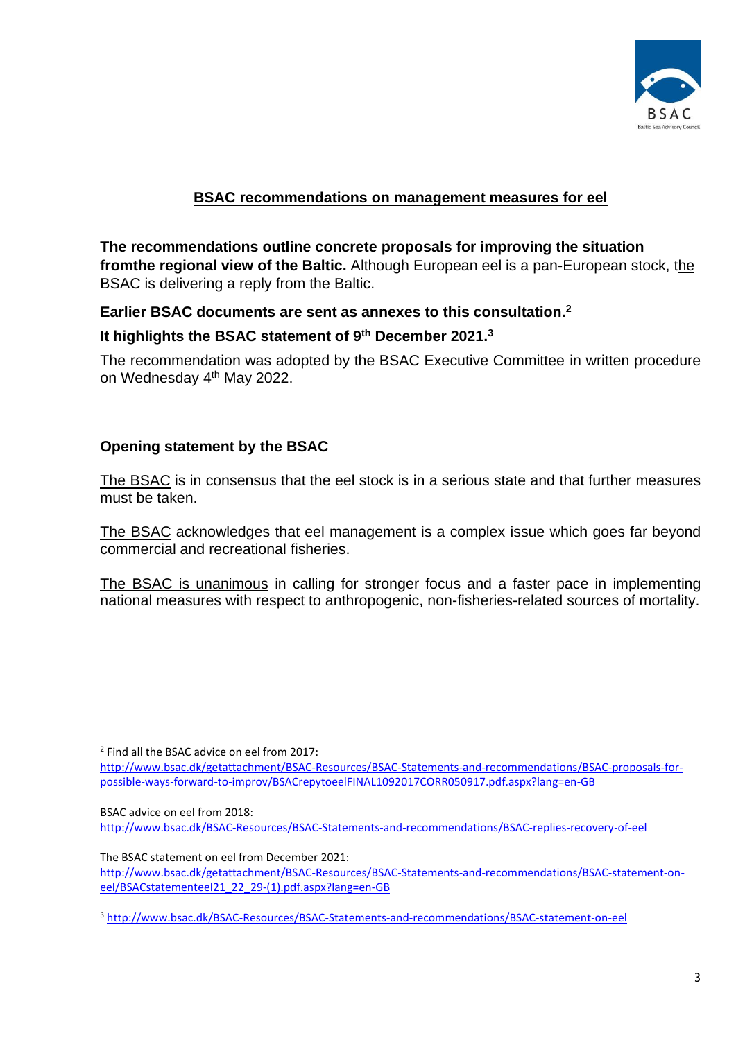## BSAC recommendations on management measures for eel

**The recommendations outline concrete proposals for improving the situation fromthe regional view of the Baltic.** Although European eel is a pan-European stock, the BSAC is delivering a reply from the Baltic.

**Earlier BSAC documents are sent as annexes to this consultation.[2]**

**It highlights the BSAC statement of 9th December 2021.[3]**

The recommendation was adopted by the BSAC Executive Committee in written procedure on Wednesday 4th May 2022.

### Opening statement by the BSAC

The BSAC is in consensus that the eel stock is in a serious state and that further measures must be taken.

The BSAC acknowledges that eel management is a complex issue which goes far beyond commercial and recreational fisheries.

The BSAC is unanimous in calling for stronger focus and a faster pace in implementing national measures with respect to anthropogenic, non-fisheries-related sources of mortality.

---

[2] Find all the BSAC advice on eel from 2017:
http://www.bsac.dk/getattachment/BSAC-Resources/BSAC-Statements-and-recommendations/BSAC-proposals-for-possible-ways-forward-to-improv/BSACrepytoeelFINAL1092017CORR050917.pdf.aspx?lang=en-GB

BSAC advice on eel from 2018:
http://www.bsac.dk/BSAC-Resources/BSAC-Statements-and-recommendations/BSAC-replies-recovery-of-eel

The BSAC statement on eel from December 2021:
http://www.bsac.dk/getattachment/BSAC-Resources/BSAC-Statements-and-recommendations/BSAC-statement-on-eel/BSACstatementeel21_22_29-(1).pdf.aspx?lang=en-GB

[3] http://www.bsac.dk/BSAC-Resources/BSAC-Statements-and-recommendations/BSAC-statement-on-eel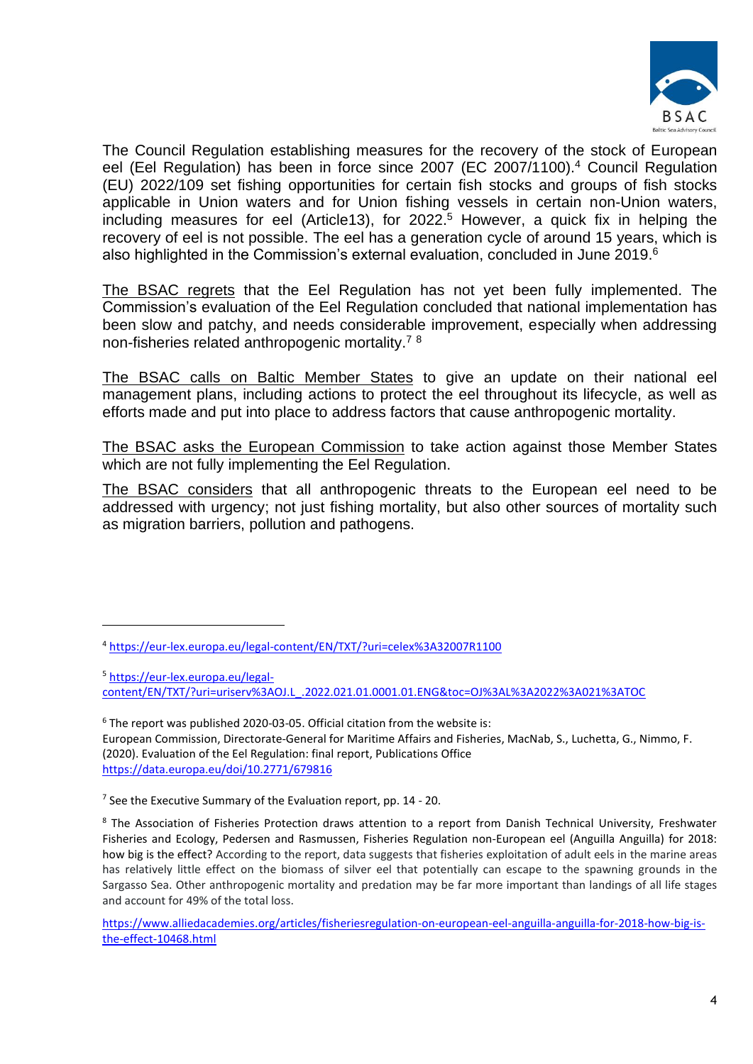The Council Regulation establishing measures for the recovery of the stock of European eel (Eel Regulation) has been in force since 2007 (EC 2007/1100).[4] Council Regulation (EU) 2022/109 set fishing opportunities for certain fish stocks and groups of fish stocks applicable in Union waters and for Union fishing vessels in certain non-Union waters, including measures for eel (Article13), for 2022.[5] However, a quick fix in helping the recovery of eel is not possible. The eel has a generation cycle of around 15 years, which is also highlighted in the Commission's external evaluation, concluded in June 2019.[6]

The BSAC regrets that the Eel Regulation has not yet been fully implemented. The Commission's evaluation of the Eel Regulation concluded that national implementation has been slow and patchy, and needs considerable improvement, especially when addressing non-fisheries related anthropogenic mortality.[7] [8]

The BSAC calls on Baltic Member States to give an update on their national eel management plans, including actions to protect the eel throughout its lifecycle, as well as efforts made and put into place to address factors that cause anthropogenic mortality.

The BSAC asks the European Commission to take action against those Member States which are not fully implementing the Eel Regulation.

The BSAC considers that all anthropogenic threats to the European eel need to be addressed with urgency; not just fishing mortality, but also other sources of mortality such as migration barriers, pollution and pathogens.

---

[4] https://eur-lex.europa.eu/legal-content/EN/TXT/?uri=celex%3A32007R1100

[5] https://eur-lex.europa.eu/legal-content/EN/TXT/?uri=uriserv%3AOJ.L_.2022.021.01.0001.01.ENG&toc=OJ%3AL%3A2022%3A021%3ATOC

[6] The report was published 2020-03-05. Official citation from the website is:
European Commission, Directorate-General for Maritime Affairs and Fisheries, MacNab, S., Luchetta, G., Nimmo, F. (2020). Evaluation of the Eel Regulation: final report, Publications Office
https://data.europa.eu/doi/10.2771/679816

[7] See the Executive Summary of the Evaluation report, pp. 14 - 20.

[8] The Association of Fisheries Protection draws attention to a report from Danish Technical University, Freshwater Fisheries and Ecology, Pedersen and Rasmussen, Fisheries Regulation non-European eel (Anguilla Anguilla) for 2018: how big is the effect? According to the report, data suggests that fisheries exploitation of adult eels in the marine areas has relatively little effect on the biomass of silver eel that potentially can escape to the spawning grounds in the Sargasso Sea. Other anthropogenic mortality and predation may be far more important than landings of all life stages and account for 49% of the total loss.

https://www.alliedacademies.org/articles/fisheriesregulation-on-european-eel-anguilla-anguilla-for-2018-how-big-is-the-effect-10468.html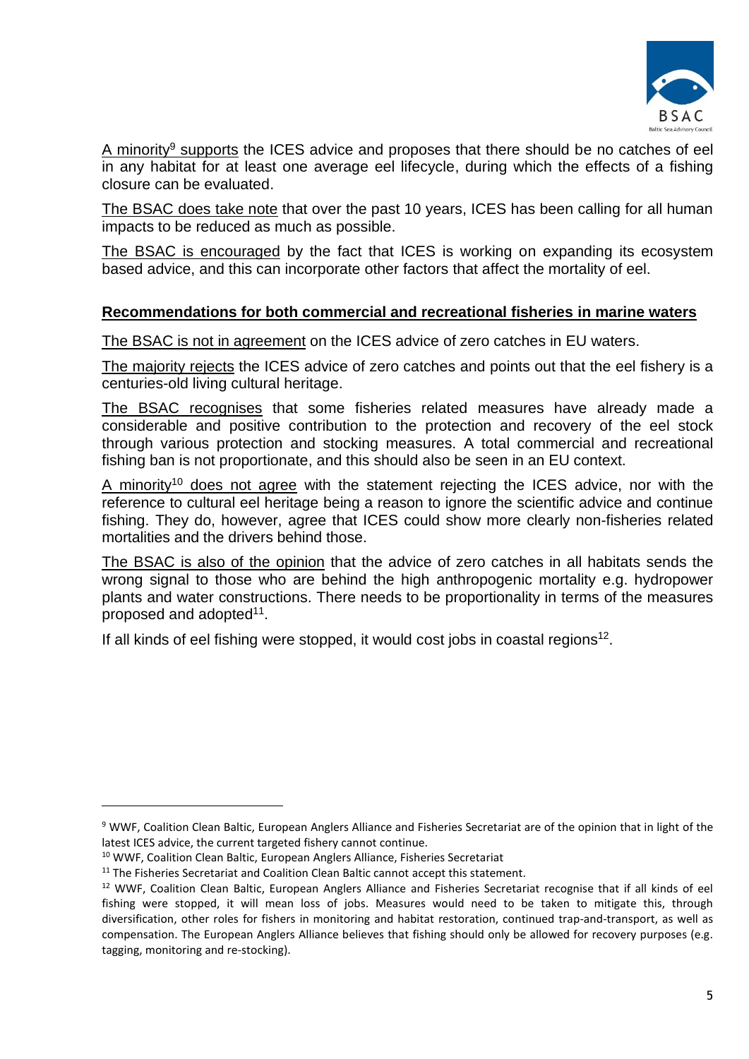A minority[9] supports the ICES advice and proposes that there should be no catches of eel in any habitat for at least one average eel lifecycle, during which the effects of a fishing closure can be evaluated.

The BSAC does take note that over the past 10 years, ICES has been calling for all human impacts to be reduced as much as possible.

The BSAC is encouraged by the fact that ICES is working on expanding its ecosystem based advice, and this can incorporate other factors that affect the mortality of eel.

## Recommendations for both commercial and recreational fisheries in marine waters

The BSAC is not in agreement on the ICES advice of zero catches in EU waters.

The majority rejects the ICES advice of zero catches and points out that the eel fishery is a centuries-old living cultural heritage.

The BSAC recognises that some fisheries related measures have already made a considerable and positive contribution to the protection and recovery of the eel stock through various protection and stocking measures. A total commercial and recreational fishing ban is not proportionate, and this should also be seen in an EU context.

A minority[10] does not agree with the statement rejecting the ICES advice, nor with the reference to cultural eel heritage being a reason to ignore the scientific advice and continue fishing. They do, however, agree that ICES could show more clearly non-fisheries related mortalities and the drivers behind those.

The BSAC is also of the opinion that the advice of zero catches in all habitats sends the wrong signal to those who are behind the high anthropogenic mortality e.g. hydropower plants and water constructions. There needs to be proportionality in terms of the measures proposed and adopted[11].

If all kinds of eel fishing were stopped, it would cost jobs in coastal regions[12].

---

[9] WWF, Coalition Clean Baltic, European Anglers Alliance and Fisheries Secretariat are of the opinion that in light of the latest ICES advice, the current targeted fishery cannot continue.

[10] WWF, Coalition Clean Baltic, European Anglers Alliance, Fisheries Secretariat

[11] The Fisheries Secretariat and Coalition Clean Baltic cannot accept this statement.

[12] WWF, Coalition Clean Baltic, European Anglers Alliance and Fisheries Secretariat recognise that if all kinds of eel fishing were stopped, it will mean loss of jobs. Measures would need to be taken to mitigate this, through diversification, other roles for fishers in monitoring and habitat restoration, continued trap-and-transport, as well as compensation. The European Anglers Alliance believes that fishing should only be allowed for recovery purposes (e.g. tagging, monitoring and re-stocking).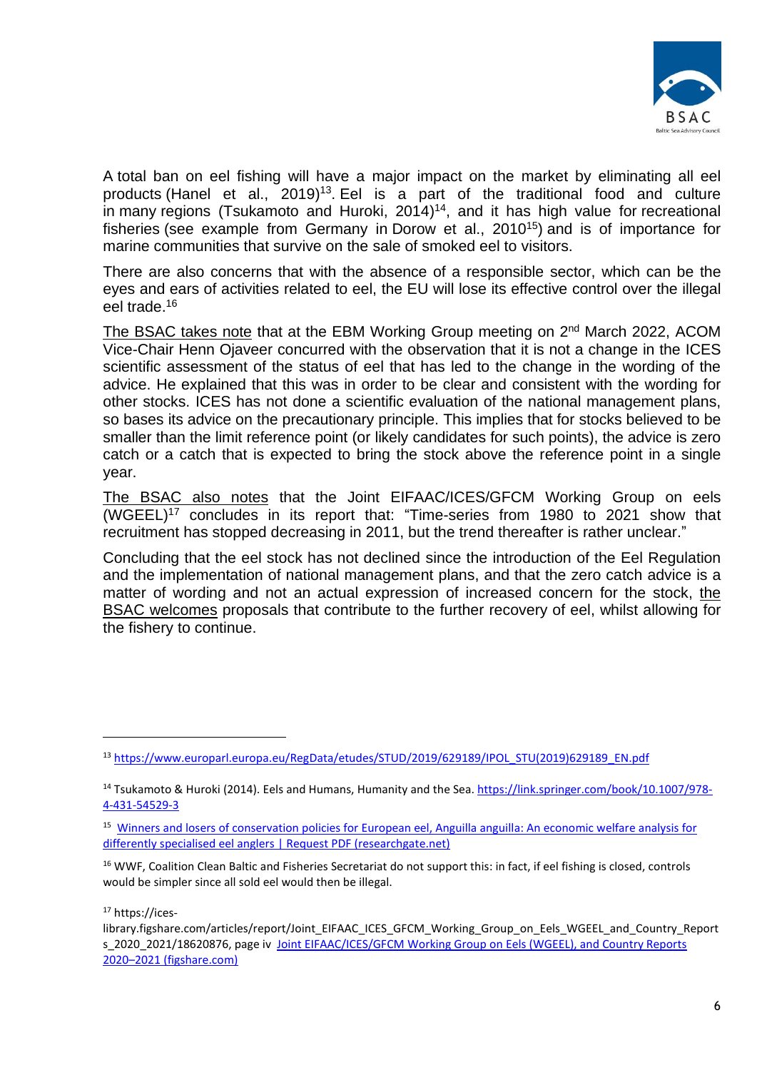A total ban on eel fishing will have a major impact on the market by eliminating all eel products (Hanel et al., 2019)[13]. Eel is a part of the traditional food and culture in many regions (Tsukamoto and Huroki, 2014)[14], and it has high value for recreational fisheries (see example from Germany in Dorow et al., 2010[15]) and is of importance for marine communities that survive on the sale of smoked eel to visitors.

There are also concerns that with the absence of a responsible sector, which can be the eyes and ears of activities related to eel, the EU will lose its effective control over the illegal eel trade.[16]

The BSAC takes note that at the EBM Working Group meeting on 2nd March 2022, ACOM Vice-Chair Henn Ojaveer concurred with the observation that it is not a change in the ICES scientific assessment of the status of eel that has led to the change in the wording of the advice. He explained that this was in order to be clear and consistent with the wording for other stocks. ICES has not done a scientific evaluation of the national management plans, so bases its advice on the precautionary principle. This implies that for stocks believed to be smaller than the limit reference point (or likely candidates for such points), the advice is zero catch or a catch that is expected to bring the stock above the reference point in a single year.

The BSAC also notes that the Joint EIFAAC/ICES/GFCM Working Group on eels (WGEEL)[17] concludes in its report that: "Time-series from 1980 to 2021 show that recruitment has stopped decreasing in 2011, but the trend thereafter is rather unclear."

Concluding that the eel stock has not declined since the introduction of the Eel Regulation and the implementation of national management plans, and that the zero catch advice is a matter of wording and not an actual expression of increased concern for the stock, the BSAC welcomes proposals that contribute to the further recovery of eel, whilst allowing for the fishery to continue.

---

[13] https://www.europarl.europa.eu/RegData/etudes/STUD/2019/629189/IPOL_STU(2019)629189_EN.pdf

[14] Tsukamoto & Huroki (2014). Eels and Humans, Humanity and the Sea. https://link.springer.com/book/10.1007/978-4-431-54529-3

[15] Winners and losers of conservation policies for European eel, Anguilla anguilla: An economic welfare analysis for differently specialised eel anglers | Request PDF (researchgate.net)

[16] WWF, Coalition Clean Baltic and Fisheries Secretariat do not support this: in fact, if eel fishing is closed, controls would be simpler since all sold eel would then be illegal.

[17] https://ices-library.figshare.com/articles/report/Joint_EIFAAC_ICES_GFCM_Working_Group_on_Eels_WGEEL_and_Country_Reports_2020_2021/18620876, page iv Joint EIFAAC/ICES/GFCM Working Group on Eels (WGEEL), and Country Reports 2020–2021 (figshare.com)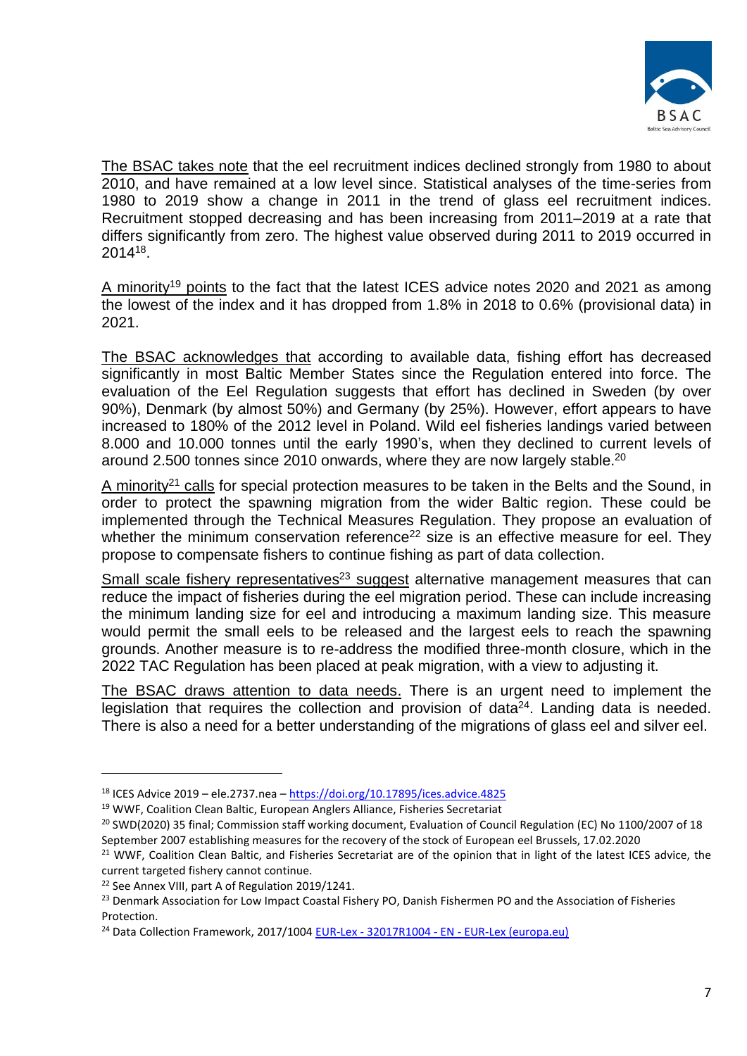The BSAC takes note that the eel recruitment indices declined strongly from 1980 to about 2010, and have remained at a low level since. Statistical analyses of the time-series from 1980 to 2019 show a change in 2011 in the trend of glass eel recruitment indices. Recruitment stopped decreasing and has been increasing from 2011–2019 at a rate that differs significantly from zero. The highest value observed during 2011 to 2019 occurred in 2014[18].

A minority[19] points to the fact that the latest ICES advice notes 2020 and 2021 as among the lowest of the index and it has dropped from 1.8% in 2018 to 0.6% (provisional data) in 2021.

The BSAC acknowledges that according to available data, fishing effort has decreased significantly in most Baltic Member States since the Regulation entered into force. The evaluation of the Eel Regulation suggests that effort has declined in Sweden (by over 90%), Denmark (by almost 50%) and Germany (by 25%). However, effort appears to have increased to 180% of the 2012 level in Poland. Wild eel fisheries landings varied between 8.000 and 10.000 tonnes until the early 1990's, when they declined to current levels of around 2.500 tonnes since 2010 onwards, where they are now largely stable.[20]

A minority[21] calls for special protection measures to be taken in the Belts and the Sound, in order to protect the spawning migration from the wider Baltic region. These could be implemented through the Technical Measures Regulation. They propose an evaluation of whether the minimum conservation reference[22] size is an effective measure for eel. They propose to compensate fishers to continue fishing as part of data collection.

Small scale fishery representatives[23] suggest alternative management measures that can reduce the impact of fisheries during the eel migration period. These can include increasing the minimum landing size for eel and introducing a maximum landing size. This measure would permit the small eels to be released and the largest eels to reach the spawning grounds. Another measure is to re-address the modified three-month closure, which in the 2022 TAC Regulation has been placed at peak migration, with a view to adjusting it.

The BSAC draws attention to data needs. There is an urgent need to implement the legislation that requires the collection and provision of data[24]. Landing data is needed. There is also a need for a better understanding of the migrations of glass eel and silver eel.

---

[18] ICES Advice 2019 – ele.2737.nea – https://doi.org/10.17895/ices.advice.4825

[19] WWF, Coalition Clean Baltic, European Anglers Alliance, Fisheries Secretariat

[20] SWD(2020) 35 final; Commission staff working document, Evaluation of Council Regulation (EC) No 1100/2007 of 18 September 2007 establishing measures for the recovery of the stock of European eel Brussels, 17.02.2020

[21] WWF, Coalition Clean Baltic, and Fisheries Secretariat are of the opinion that in light of the latest ICES advice, the current targeted fishery cannot continue.

[22] See Annex VIII, part A of Regulation 2019/1241.

[23] Denmark Association for Low Impact Coastal Fishery PO, Danish Fishermen PO and the Association of Fisheries Protection.

[24] Data Collection Framework, 2017/1004 EUR-Lex - 32017R1004 - EN - EUR-Lex (europa.eu)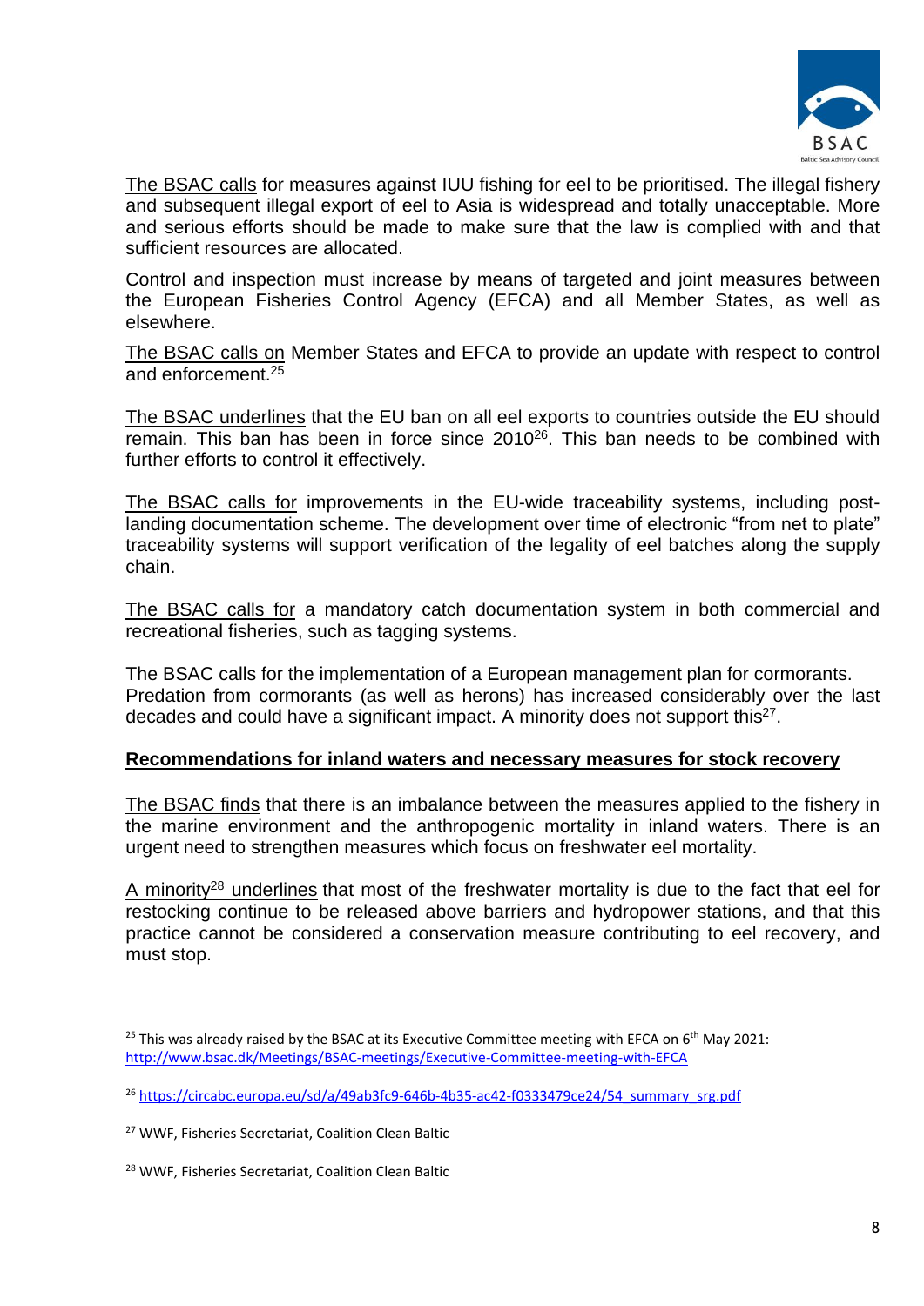The BSAC calls for measures against IUU fishing for eel to be prioritised. The illegal fishery and subsequent illegal export of eel to Asia is widespread and totally unacceptable. More and serious efforts should be made to make sure that the law is complied with and that sufficient resources are allocated.

Control and inspection must increase by means of targeted and joint measures between the European Fisheries Control Agency (EFCA) and all Member States, as well as elsewhere.

The BSAC calls on Member States and EFCA to provide an update with respect to control and enforcement.[25]

The BSAC underlines that the EU ban on all eel exports to countries outside the EU should remain. This ban has been in force since 2010[26]. This ban needs to be combined with further efforts to control it effectively.

The BSAC calls for improvements in the EU-wide traceability systems, including post-landing documentation scheme. The development over time of electronic "from net to plate" traceability systems will support verification of the legality of eel batches along the supply chain.

The BSAC calls for a mandatory catch documentation system in both commercial and recreational fisheries, such as tagging systems.

The BSAC calls for the implementation of a European management plan for cormorants. Predation from cormorants (as well as herons) has increased considerably over the last decades and could have a significant impact. A minority does not support this[27].

**Recommendations for inland waters and necessary measures for stock recovery**

The BSAC finds that there is an imbalance between the measures applied to the fishery in the marine environment and the anthropogenic mortality in inland waters. There is an urgent need to strengthen measures which focus on freshwater eel mortality.

A minority[28] underlines that most of the freshwater mortality is due to the fact that eel for restocking continue to be released above barriers and hydropower stations, and that this practice cannot be considered a conservation measure contributing to eel recovery, and must stop.

---

[25] This was already raised by the BSAC at its Executive Committee meeting with EFCA on 6th May 2021: http://www.bsac.dk/Meetings/BSAC-meetings/Executive-Committee-meeting-with-EFCA

[26] https://circabc.europa.eu/sd/a/49ab3fc9-646b-4b35-ac42-f0333479ce24/54_summary_srg.pdf

[27] WWF, Fisheries Secretariat, Coalition Clean Baltic

[28] WWF, Fisheries Secretariat, Coalition Clean Baltic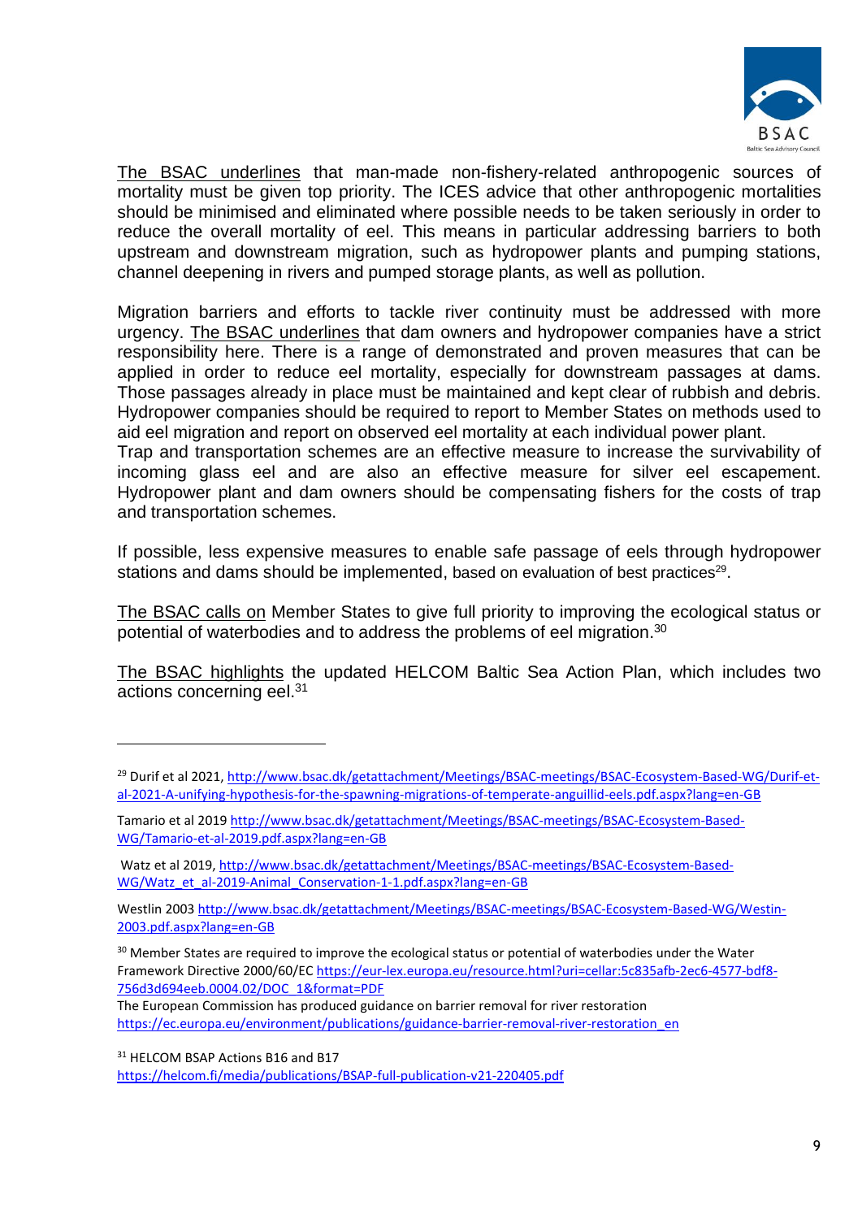<u>The BSAC underlines</u> that man-made non-fishery-related anthropogenic sources of mortality must be given top priority. The ICES advice that other anthropogenic mortalities should be minimised and eliminated where possible needs to be taken seriously in order to reduce the overall mortality of eel. This means in particular addressing barriers to both upstream and downstream migration, such as hydropower plants and pumping stations, channel deepening in rivers and pumped storage plants, as well as pollution.

Migration barriers and efforts to tackle river continuity must be addressed with more urgency. <u>The BSAC underlines</u> that dam owners and hydropower companies have a strict responsibility here. There is a range of demonstrated and proven measures that can be applied in order to reduce eel mortality, especially for downstream passages at dams. Those passages already in place must be maintained and kept clear of rubbish and debris. Hydropower companies should be required to report to Member States on methods used to aid eel migration and report on observed eel mortality at each individual power plant.
Trap and transportation schemes are an effective measure to increase the survivability of incoming glass eel and are also an effective measure for silver eel escapement. Hydropower plant and dam owners should be compensating fishers for the costs of trap and transportation schemes.

If possible, less expensive measures to enable safe passage of eels through hydropower stations and dams should be implemented, based on evaluation of best practices[29].

<u>The BSAC calls on</u> Member States to give full priority to improving the ecological status or potential of waterbodies and to address the problems of eel migration.[30]

<u>The BSAC highlights</u> the updated HELCOM Baltic Sea Action Plan, which includes two actions concerning eel.[31]

---

[29] Durif et al 2021, http://www.bsac.dk/getattachment/Meetings/BSAC-meetings/BSAC-Ecosystem-Based-WG/Durif-et-al-2021-A-unifying-hypothesis-for-the-spawning-migrations-of-temperate-anguillid-eels.pdf.aspx?lang=en-GB

Tamario et al 2019 http://www.bsac.dk/getattachment/Meetings/BSAC-meetings/BSAC-Ecosystem-Based-WG/Tamario-et-al-2019.pdf.aspx?lang=en-GB

Watz et al 2019, http://www.bsac.dk/getattachment/Meetings/BSAC-meetings/BSAC-Ecosystem-Based-WG/Watz_et_al-2019-Animal_Conservation-1-1.pdf.aspx?lang=en-GB

Westlin 2003 http://www.bsac.dk/getattachment/Meetings/BSAC-meetings/BSAC-Ecosystem-Based-WG/Westin-2003.pdf.aspx?lang=en-GB

[30] Member States are required to improve the ecological status or potential of waterbodies under the Water Framework Directive 2000/60/EC https://eur-lex.europa.eu/resource.html?uri=cellar:5c835afb-2ec6-4577-bdf8-756d3d694eeb.0004.02/DOC_1&format=PDF
The European Commission has produced guidance on barrier removal for river restoration https://ec.europa.eu/environment/publications/guidance-barrier-removal-river-restoration_en

[31] HELCOM BSAP Actions B16 and B17
https://helcom.fi/media/publications/BSAP-full-publication-v21-220405.pdf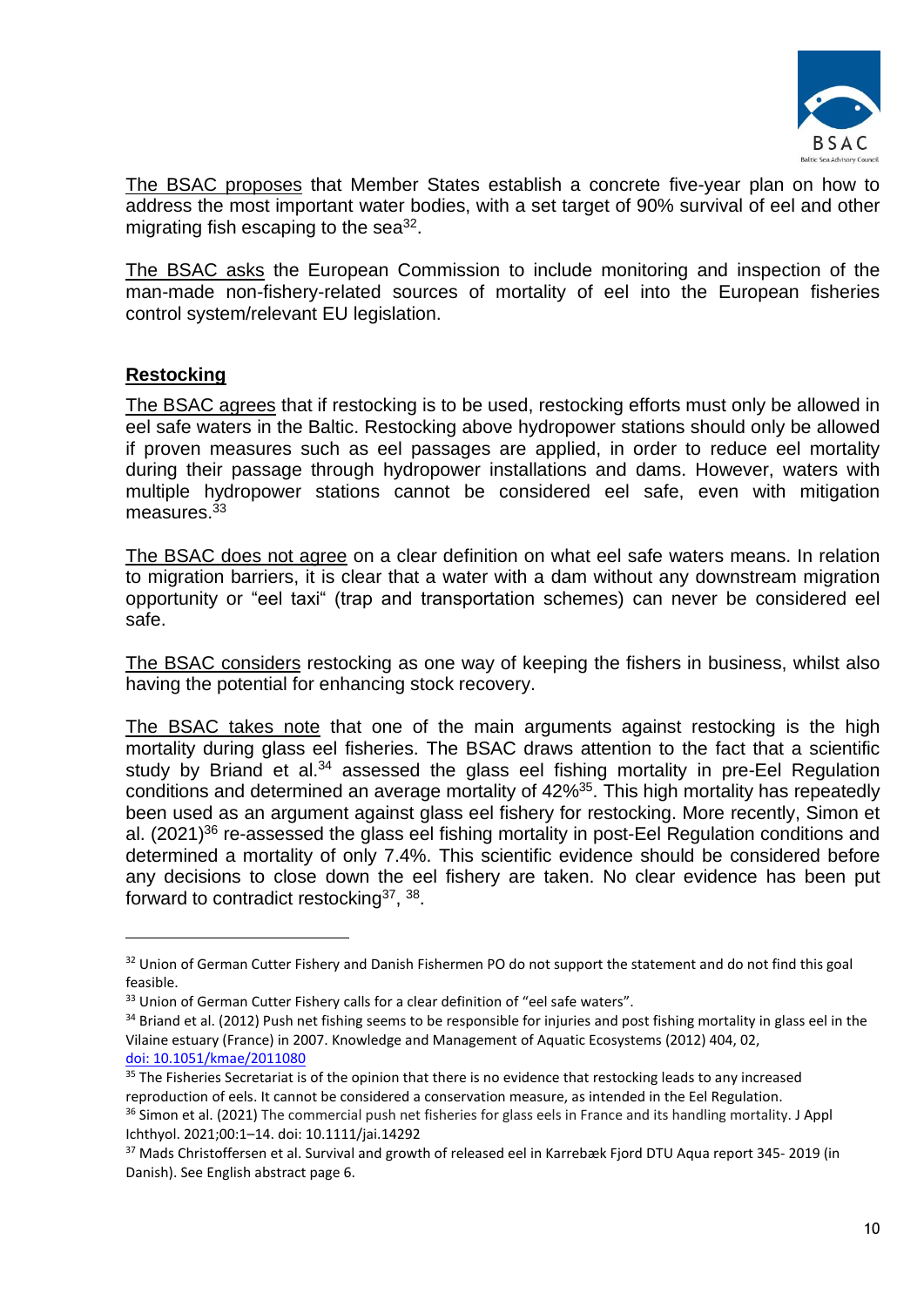The BSAC proposes that Member States establish a concrete five-year plan on how to address the most important water bodies, with a set target of 90% survival of eel and other migrating fish escaping to the sea[32].

The BSAC asks the European Commission to include monitoring and inspection of the man-made non-fishery-related sources of mortality of eel into the European fisheries control system/relevant EU legislation.

## Restocking

The BSAC agrees that if restocking is to be used, restocking efforts must only be allowed in eel safe waters in the Baltic. Restocking above hydropower stations should only be allowed if proven measures such as eel passages are applied, in order to reduce eel mortality during their passage through hydropower installations and dams. However, waters with multiple hydropower stations cannot be considered eel safe, even with mitigation measures.[33]

The BSAC does not agree on a clear definition on what eel safe waters means. In relation to migration barriers, it is clear that a water with a dam without any downstream migration opportunity or "eel taxi" (trap and transportation schemes) can never be considered eel safe.

The BSAC considers restocking as one way of keeping the fishers in business, whilst also having the potential for enhancing stock recovery.

The BSAC takes note that one of the main arguments against restocking is the high mortality during glass eel fisheries. The BSAC draws attention to the fact that a scientific study by Briand et al.[34] assessed the glass eel fishing mortality in pre-Eel Regulation conditions and determined an average mortality of 42%[35]. This high mortality has repeatedly been used as an argument against glass eel fishery for restocking. More recently, Simon et al. (2021)[36] re-assessed the glass eel fishing mortality in post-Eel Regulation conditions and determined a mortality of only 7.4%. This scientific evidence should be considered before any decisions to close down the eel fishery are taken. No clear evidence has been put forward to contradict restocking[37], [38].

---

[32] Union of German Cutter Fishery and Danish Fishermen PO do not support the statement and do not find this goal feasible.

[33] Union of German Cutter Fishery calls for a clear definition of "eel safe waters".

[34] Briand et al. (2012) Push net fishing seems to be responsible for injuries and post fishing mortality in glass eel in the Vilaine estuary (France) in 2007. Knowledge and Management of Aquatic Ecosystems (2012) 404, 02, doi: 10.1051/kmae/2011080

[35] The Fisheries Secretariat is of the opinion that there is no evidence that restocking leads to any increased reproduction of eels. It cannot be considered a conservation measure, as intended in the Eel Regulation.

[36] Simon et al. (2021) The commercial push net fisheries for glass eels in France and its handling mortality. J Appl Ichthyol. 2021;00:1–14. doi: 10.1111/jai.14292

[37] Mads Christoffersen et al. Survival and growth of released eel in Karrebæk Fjord DTU Aqua report 345- 2019 (in Danish). See English abstract page 6.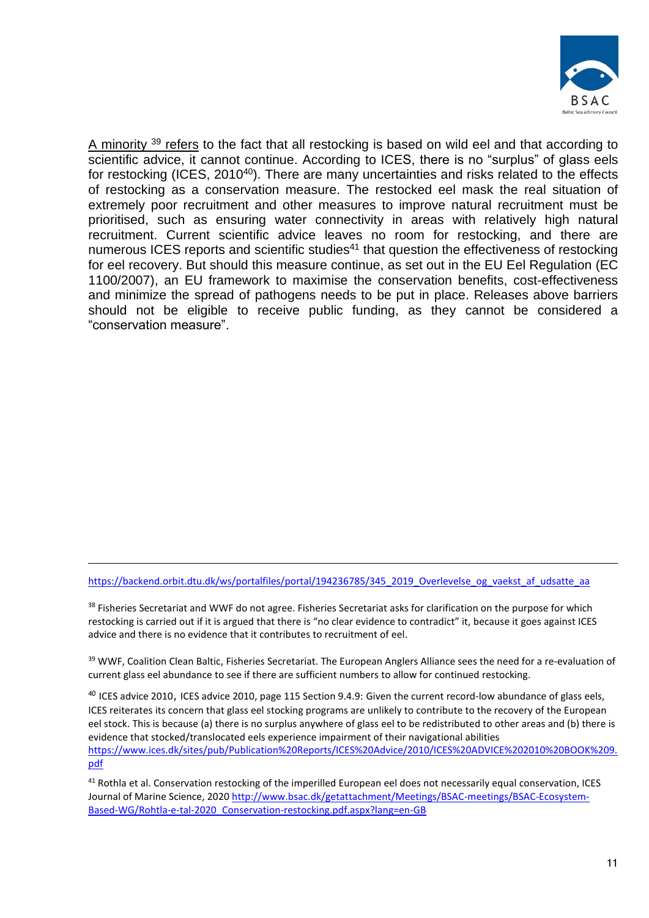A minority [39] refers to the fact that all restocking is based on wild eel and that according to scientific advice, it cannot continue. According to ICES, there is no "surplus" of glass eels for restocking (ICES, 2010[40]). There are many uncertainties and risks related to the effects of restocking as a conservation measure. The restocked eel mask the real situation of extremely poor recruitment and other measures to improve natural recruitment must be prioritised, such as ensuring water connectivity in areas with relatively high natural recruitment. Current scientific advice leaves no room for restocking, and there are numerous ICES reports and scientific studies[41] that question the effectiveness of restocking for eel recovery. But should this measure continue, as set out in the EU Eel Regulation (EC 1100/2007), an EU framework to maximise the conservation benefits, cost-effectiveness and minimize the spread of pathogens needs to be put in place. Releases above barriers should not be eligible to receive public funding, as they cannot be considered a "conservation measure".

---

https://backend.orbit.dtu.dk/ws/portalfiles/portal/194236785/345_2019_Overlevelse_og_vaekst_af_udsatte_aa

[38] Fisheries Secretariat and WWF do not agree. Fisheries Secretariat asks for clarification on the purpose for which restocking is carried out if it is argued that there is "no clear evidence to contradict" it, because it goes against ICES advice and there is no evidence that it contributes to recruitment of eel.

[39] WWF, Coalition Clean Baltic, Fisheries Secretariat. The European Anglers Alliance sees the need for a re-evaluation of current glass eel abundance to see if there are sufficient numbers to allow for continued restocking.

[40] ICES advice 2010, ICES advice 2010, page 115 Section 9.4.9: Given the current record-low abundance of glass eels, ICES reiterates its concern that glass eel stocking programs are unlikely to contribute to the recovery of the European eel stock. This is because (a) there is no surplus anywhere of glass eel to be redistributed to other areas and (b) there is evidence that stocked/translocated eels experience impairment of their navigational abilities https://www.ices.dk/sites/pub/Publication%20Reports/ICES%20Advice/2010/ICES%20ADVICE%202010%20BOOK%209.pdf

[41] Rothla et al. Conservation restocking of the imperilled European eel does not necessarily equal conservation, ICES Journal of Marine Science, 2020 http://www.bsac.dk/getattachment/Meetings/BSAC-meetings/BSAC-Ecosystem-Based-WG/Rohtla-e-tal-2020_Conservation-restocking.pdf.aspx?lang=en-GB